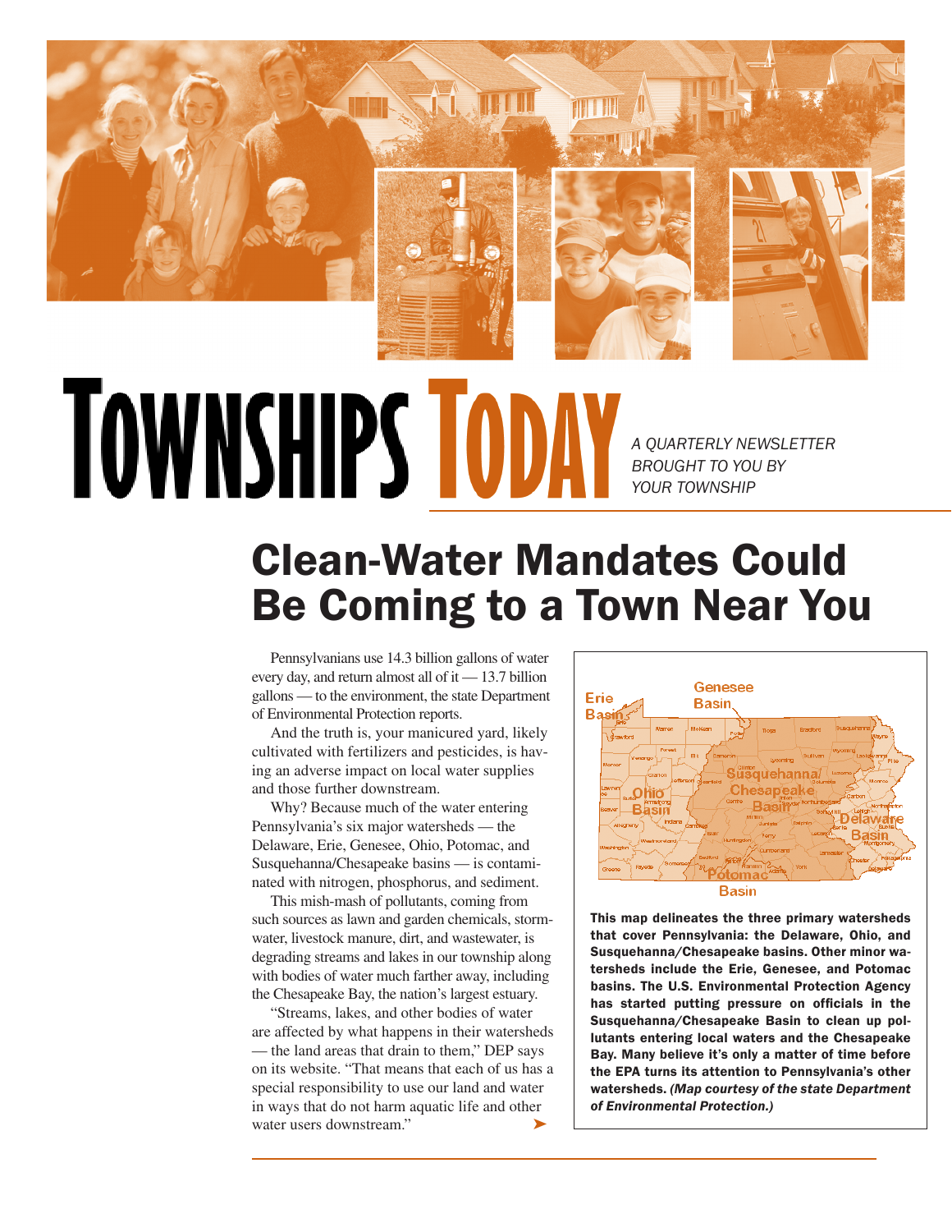# TOWNSHIPS TODAY

*A QUARTERLY NEWSLETTER BROUGHT TO YOU BY YOUR TOWNSHIP*

## Clean-Water Mandates Could Be Coming to a Town Near You

Pennsylvanians use 14.3 billion gallons of water every day, and return almost all of it — 13.7 billion gallons — to the environment, the state Department of Environmental Protection reports.

And the truth is, your manicured yard, likely cultivated with fertilizers and pesticides, is having an adverse impact on local water supplies and those further downstream.

Why? Because much of the water entering Pennsylvania's six major watersheds — the Delaware, Erie, Genesee, Ohio, Potomac, and Susquehanna/Chesapeake basins — is contaminated with nitrogen, phosphorus, and sediment.

This mish-mash of pollutants, coming from such sources as lawn and garden chemicals, stormwater, livestock manure, dirt, and wastewater, is degrading streams and lakes in our township along with bodies of water much farther away, including the Chesapeake Bay, the nation's largest estuary.

"Streams, lakes, and other bodies of water are affected by what happens in their watersheds — the land areas that drain to them," DEP says on its website. "That means that each of us has a special responsibility to use our land and water in ways that do not harm aquatic life and other water users downstream."

**This map delineates the three primary watersheds that cover Pennsylvania: the Delaware, Ohio, and Susquehanna/Chesapeake basins. Other minor watersheds include the Erie, Genesee, and Potomac basins. The U.S. Environmental Protection Agency has started putting pressure on officials in the Susquehanna/Chesapeake Basin to clean up pollutants entering local waters and the Chesapeake Bay. Many believe it's only a matter of time before the EPA turns its attention to Pennsylvania's other watersheds.** ***(Map courtesy of the state Department of Environmental Protection.)***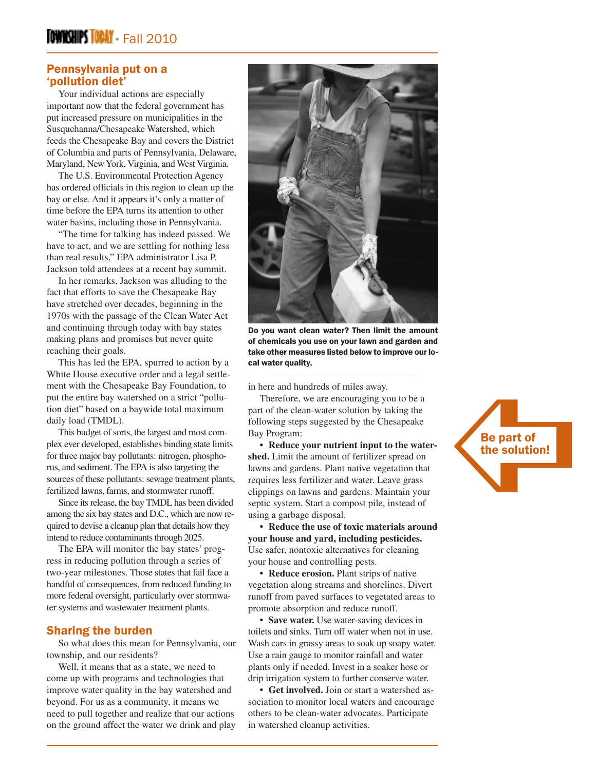## Pennsylvania put on a 'pollution diet'

Your individual actions are especially important now that the federal government has put increased pressure on municipalities in the Susquehanna/Chesapeake Watershed, which feeds the Chesapeake Bay and covers the District of Columbia and parts of Pennsylvania, Delaware, Maryland, New York, Virginia, and West Virginia.

The U.S. Environmental Protection Agency has ordered officials in this region to clean up the bay or else. And it appears it's only a matter of time before the EPA turns its attention to other water basins, including those in Pennsylvania.

"The time for talking has indeed passed. We have to act, and we are settling for nothing less than real results," EPA administrator Lisa P. Jackson told attendees at a recent bay summit.

In her remarks, Jackson was alluding to the fact that efforts to save the Chesapeake Bay have stretched over decades, beginning in the 1970s with the passage of the Clean Water Act and continuing through today with bay states making plans and promises but never quite reaching their goals.

This has led the EPA, spurred to action by a White House executive order and a legal settlement with the Chesapeake Bay Foundation, to put the entire bay watershed on a strict "pollution diet" based on a baywide total maximum daily load (TMDL).

This budget of sorts, the largest and most complex ever developed, establishes binding state limits for three major bay pollutants: nitrogen, phosphorus, and sediment. The EPA is also targeting the sources of these pollutants: sewage treatment plants, fertilized lawns, farms, and stormwater runoff.

Since its release, the bay TMDL has been divided among the six bay states and D.C., which are now required to devise a cleanup plan that details how they intend to reduce contaminants through 2025.

The EPA will monitor the bay states' progress in reducing pollution through a series of two-year milestones. Those states that fail face a handful of consequences, from reduced funding to more federal oversight, particularly over stormwater systems and wastewater treatment plants.

## Sharing the burden

So what does this mean for Pennsylvania, our township, and our residents?

Well, it means that as a state, we need to come up with programs and technologies that improve water quality in the bay watershed and beyond. For us as a community, it means we need to pull together and realize that our actions on the ground affect the water we drink and play in here and hundreds of miles away.

**Do you want clean water? Then limit the amount of chemicals you use on your lawn and garden and take other measures listed below to improve our local water quality.**

Therefore, we are encouraging you to be a part of the clean-water solution by taking the following steps suggested by the Chesapeake Bay Program:

**Be part of the solution!**

- **Reduce your nutrient input to the watershed.** Limit the amount of fertilizer spread on lawns and gardens. Plant native vegetation that requires less fertilizer and water. Leave grass clippings on lawns and gardens. Maintain your septic system. Start a compost pile, instead of using a garbage disposal.
- **Reduce the use of toxic materials around your house and yard, including pesticides.** Use safer, nontoxic alternatives for cleaning your house and controlling pests.
- **Reduce erosion.** Plant strips of native vegetation along streams and shorelines. Divert runoff from paved surfaces to vegetated areas to promote absorption and reduce runoff.
- **Save water.** Use water-saving devices in toilets and sinks. Turn off water when not in use. Wash cars in grassy areas to soak up soapy water. Use a rain gauge to monitor rainfall and water plants only if needed. Invest in a soaker hose or drip irrigation system to further conserve water.
- **Get involved.** Join or start a watershed association to monitor local waters and encourage others to be clean-water advocates. Participate in watershed cleanup activities.